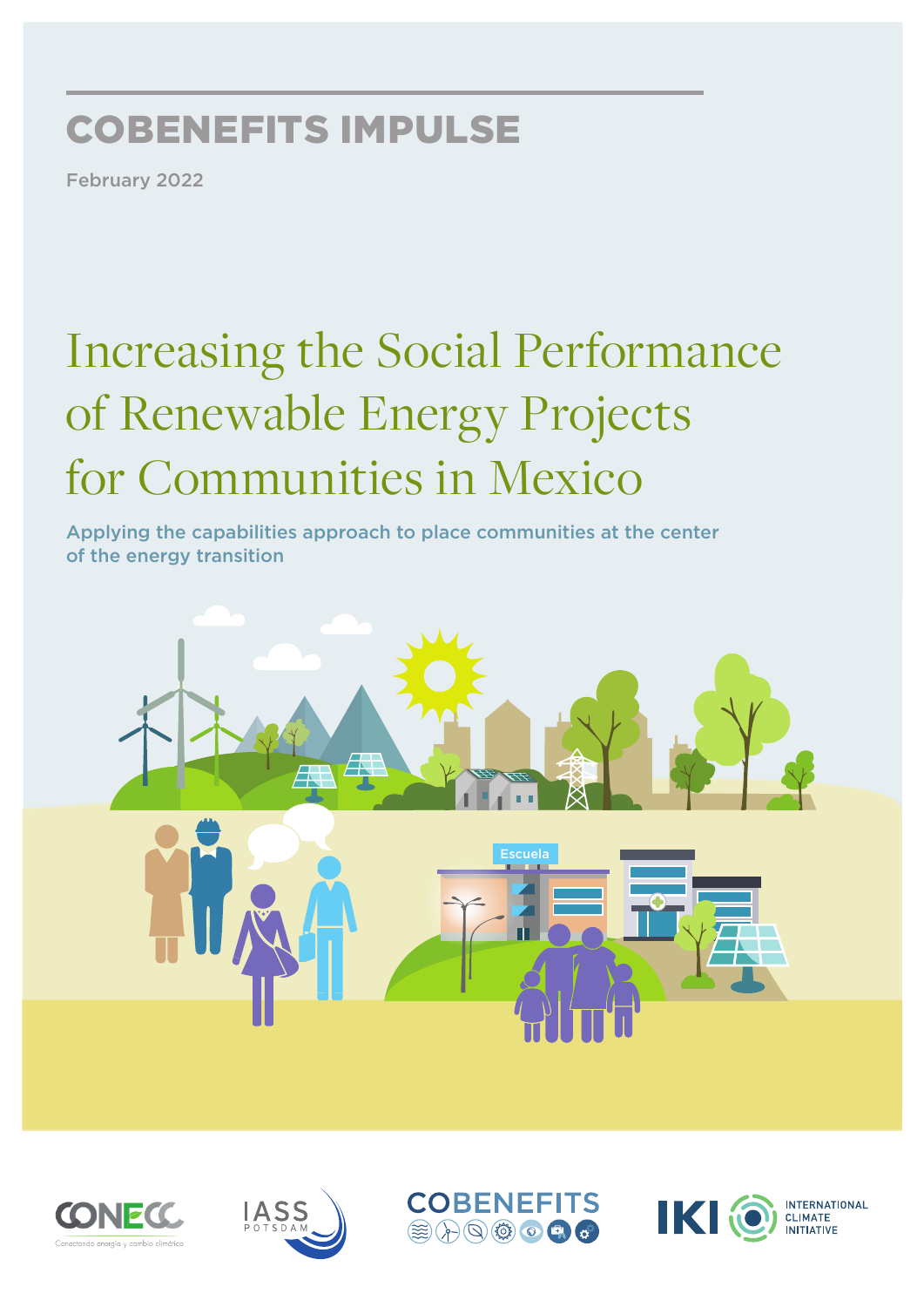COBENEFITS IMPULSE

February 2022

# Increasing the Social Performance of Renewable Energy Projects for Communities in Mexico

## Applying the capabilities approach to place communities at the center of the energy transition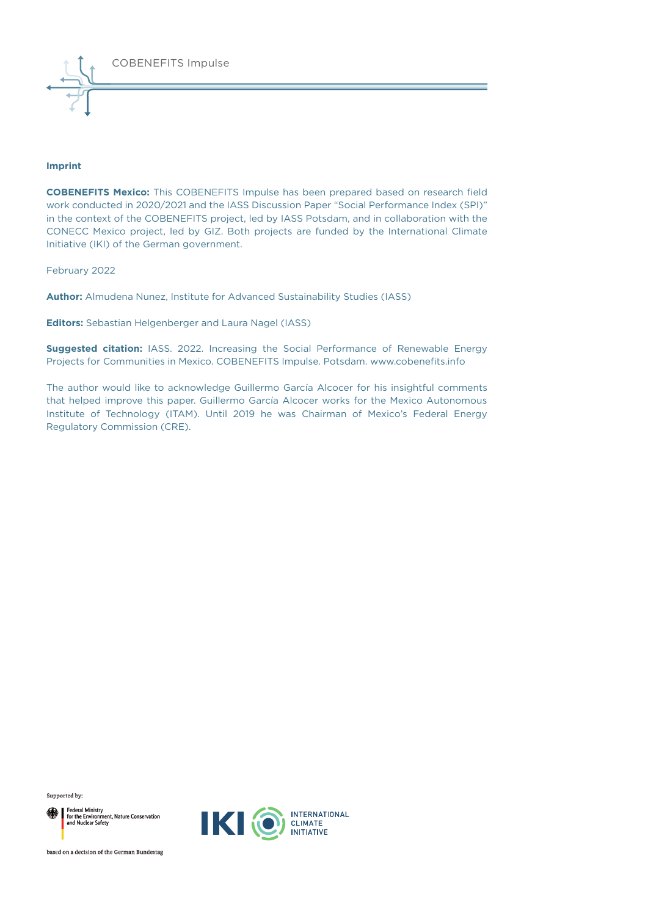## Imprint

**COBENEFITS Mexico:** This COBENEFITS Impulse has been prepared based on research field work conducted in 2020/2021 and the IASS Discussion Paper "Social Performance Index (SPI)" in the context of the COBENEFITS project, led by IASS Potsdam, and in collaboration with the CONECC Mexico project, led by GIZ. Both projects are funded by the International Climate Initiative (IKI) of the German government.

February 2022

**Author:** Almudena Nunez, Institute for Advanced Sustainability Studies (IASS)

**Editors:** Sebastian Helgenberger and Laura Nagel (IASS)

**Suggested citation:** IASS. 2022. Increasing the Social Performance of Renewable Energy Projects for Communities in Mexico. COBENEFITS Impulse. Potsdam. www.cobenefits.info

The author would like to acknowledge Guillermo García Alcocer for his insightful comments that helped improve this paper. Guillermo García Alcocer works for the Mexico Autonomous Institute of Technology (ITAM). Until 2019 he was Chairman of Mexico's Federal Energy Regulatory Commission (CRE).

Supported by:

Federal Ministry for the Environment, Nature Conservation and Nuclear Safety

based on a decision of the German Bundestag

IKI INTERNATIONAL CLIMATE INITIATIVE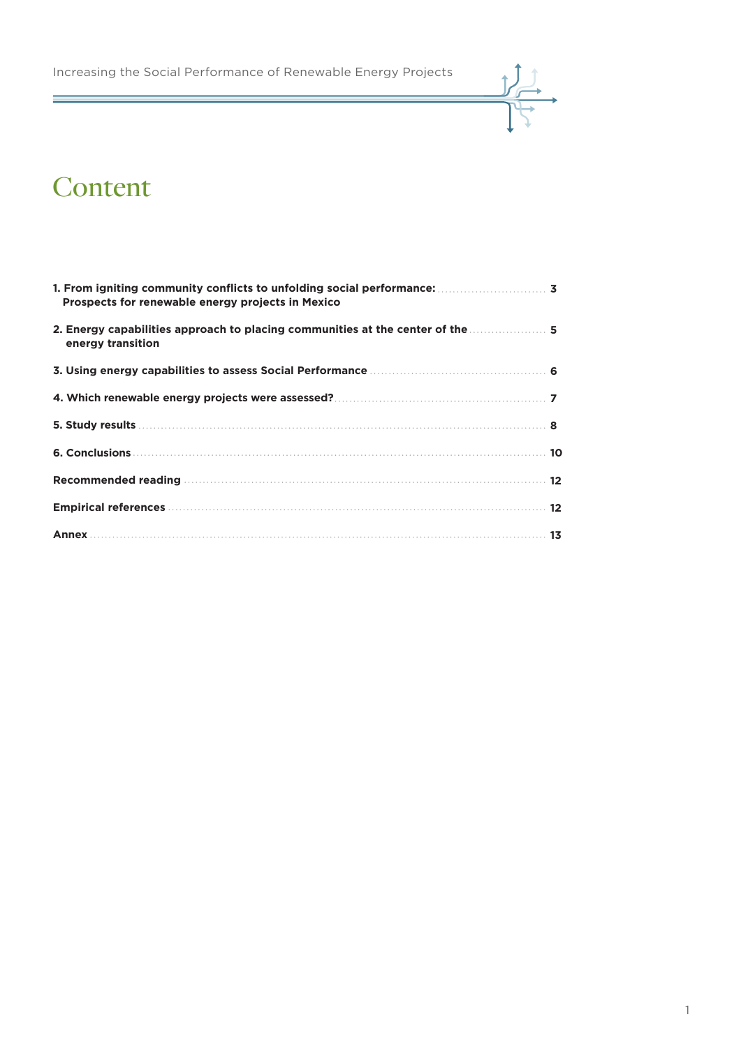# Content

1. **From igniting community conflicts to unfolding social performance: Prospects for renewable energy projects in Mexico** ..... 3
2. **Energy capabilities approach to placing communities at the center of the energy transition** ..... 5
3. **Using energy capabilities to assess Social Performance** ..... 6
4. **Which renewable energy projects were assessed?** ..... 7
5. **Study results** ..... 8
6. **Conclusions** ..... 10

**Recommended reading** ..... 12

**Empirical references** ..... 12

**Annex** ..... 13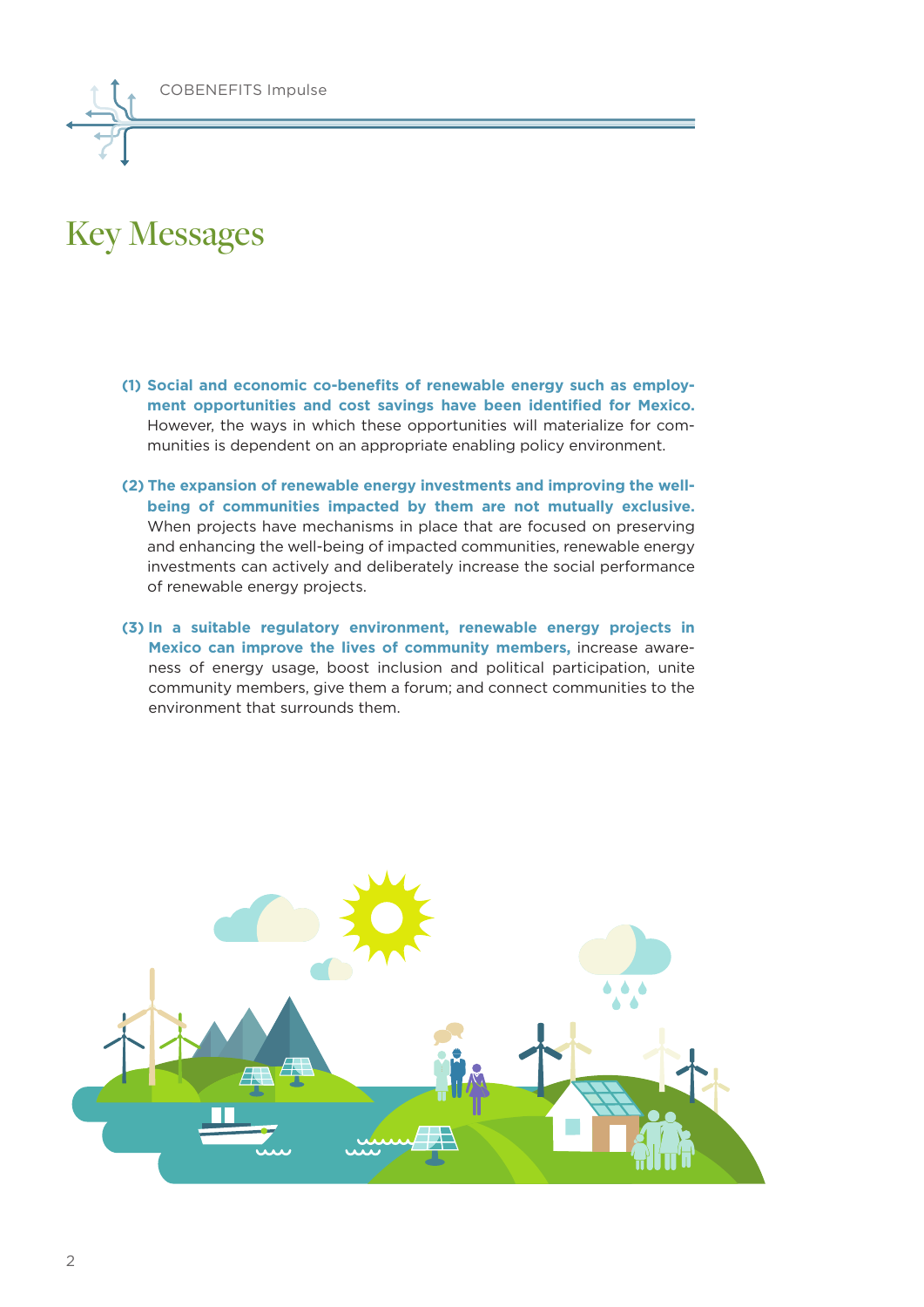# Key Messages

**(1) Social and economic co-benefits of renewable energy such as employment opportunities and cost savings have been identified for Mexico.** However, the ways in which these opportunities will materialize for communities is dependent on an appropriate enabling policy environment.

**(2) The expansion of renewable energy investments and improving the well-being of communities impacted by them are not mutually exclusive.** When projects have mechanisms in place that are focused on preserving and enhancing the well-being of impacted communities, renewable energy investments can actively and deliberately increase the social performance of renewable energy projects.

**(3) In a suitable regulatory environment, renewable energy projects in Mexico can improve the lives of community members,** increase awareness of energy usage, boost inclusion and political participation, unite community members, give them a forum; and connect communities to the environment that surrounds them.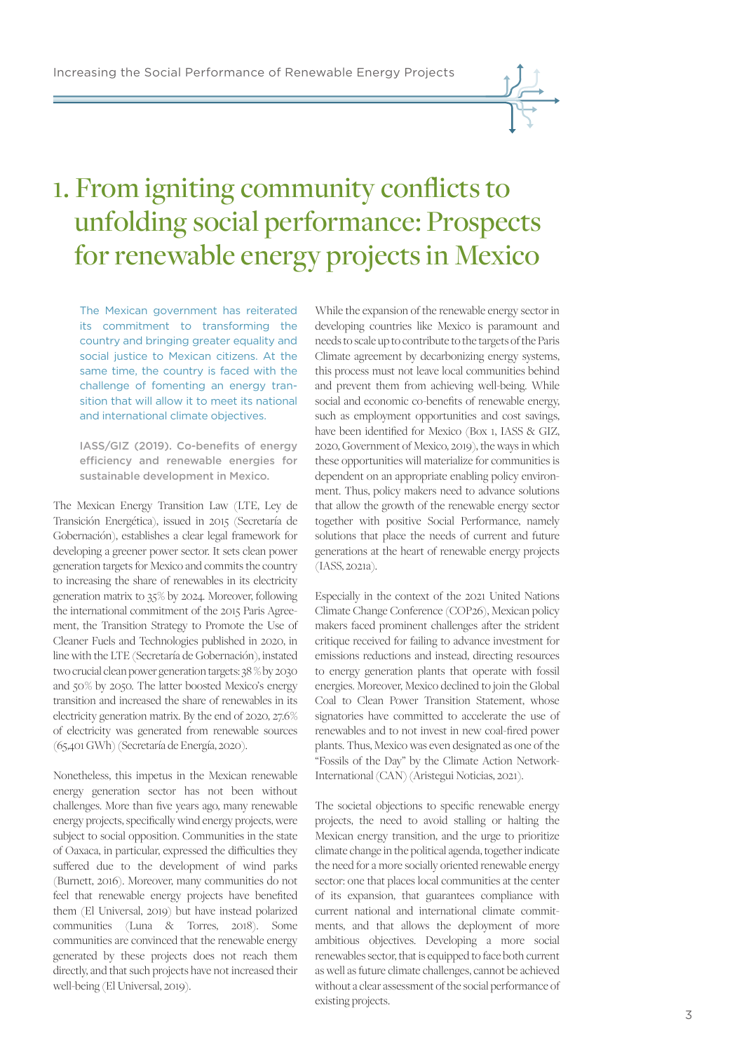# 1. From igniting community conflicts to unfolding social performance: Prospects for renewable energy projects in Mexico

> The Mexican government has reiterated its commitment to transforming the country and bringing greater equality and social justice to Mexican citizens. At the same time, the country is faced with the challenge of fomenting an energy transition that will allow it to meet its national and international climate objectives.
>
> **IASS/GIZ (2019). Co-benefits of energy efficiency and renewable energies for sustainable development in Mexico.**

The Mexican Energy Transition Law (LTE, Ley de Transición Energética), issued in 2015 (Secretaría de Gobernación), establishes a clear legal framework for developing a greener power sector. It sets clean power generation targets for Mexico and commits the country to increasing the share of renewables in its electricity generation matrix to 35% by 2024. Moreover, following the international commitment of the 2015 Paris Agreement, the Transition Strategy to Promote the Use of Cleaner Fuels and Technologies published in 2020, in line with the LTE (Secretaría de Gobernación), instated two crucial clean power generation targets: 38% by 2030 and 50% by 2050. The latter boosted Mexico's energy transition and increased the share of renewables in its electricity generation matrix. By the end of 2020, 27.6% of electricity was generated from renewable sources (65,401 GWh) (Secretaría de Energía, 2020).

Nonetheless, this impetus in the Mexican renewable energy generation sector has not been without challenges. More than five years ago, many renewable energy projects, specifically wind energy projects, were subject to social opposition. Communities in the state of Oaxaca, in particular, expressed the difficulties they suffered due to the development of wind parks (Burnett, 2016). Moreover, many communities do not feel that renewable energy projects have benefited them (El Universal, 2019) but have instead polarized communities (Luna & Torres, 2018). Some communities are convinced that the renewable energy generated by these projects does not reach them directly, and that such projects have not increased their well-being (El Universal, 2019).

While the expansion of the renewable energy sector in developing countries like Mexico is paramount and needs to scale up to contribute to the targets of the Paris Climate agreement by decarbonizing energy systems, this process must not leave local communities behind and prevent them from achieving well-being. While social and economic co-benefits of renewable energy, such as employment opportunities and cost savings, have been identified for Mexico (Box 1, IASS & GIZ, 2020, Government of Mexico, 2019), the ways in which these opportunities will materialize for communities is dependent on an appropriate enabling policy environment. Thus, policy makers need to advance solutions that allow the growth of the renewable energy sector together with positive Social Performance, namely solutions that place the needs of current and future generations at the heart of renewable energy projects (IASS, 2021a).

Especially in the context of the 2021 United Nations Climate Change Conference (COP26), Mexican policy makers faced prominent challenges after the strident critique received for failing to advance investment for emissions reductions and instead, directing resources to energy generation plants that operate with fossil energies. Moreover, Mexico declined to join the Global Coal to Clean Power Transition Statement, whose signatories have committed to accelerate the use of renewables and to not invest in new coal-fired power plants. Thus, Mexico was even designated as one of the "Fossils of the Day" by the Climate Action Network-International (CAN) (Aristegui Noticias, 2021).

The societal objections to specific renewable energy projects, the need to avoid stalling or halting the Mexican energy transition, and the urge to prioritize climate change in the political agenda, together indicate the need for a more socially oriented renewable energy sector: one that places local communities at the center of its expansion, that guarantees compliance with current national and international climate commitments, and that allows the deployment of more ambitious objectives. Developing a more social renewables sector, that is equipped to face both current as well as future climate challenges, cannot be achieved without a clear assessment of the social performance of existing projects.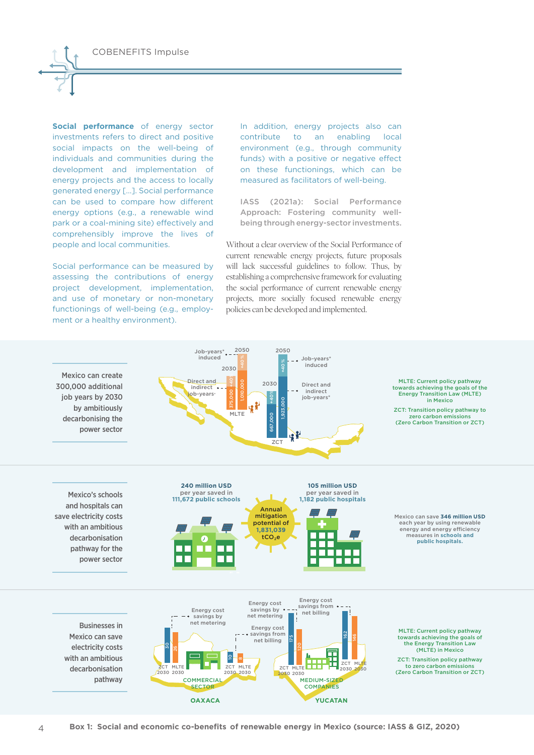**Social performance** of energy sector investments refers to direct and positive social impacts on the well-being of individuals and communities during the development and implementation of energy projects and the access to locally generated energy [...]. Social performance can be used to compare how different energy options (e.g., a renewable wind park or a coal-mining site) effectively and comprehensibly improve the lives of people and local communities.

Social performance can be measured by assessing the contributions of energy project development, implementation, and use of monetary or non-monetary functionings of well-being (e.g., employment or a healthy environment).

In addition, energy projects also can contribute to an enabling local environment (e.g., through community funds) with a positive or negative effect on these functionings, which can be measured as facilitators of well-being.

IASS (2021a): Social Performance Approach: Fostering community well-being through energy-sector investments.

Without a clear overview of the Social Performance of current renewable energy projects, future proposals will lack successful guidelines to follow. Thus, by establishing a comprehensive framework for evaluating the social performance of current renewable energy projects, more socially focused renewable energy policies can be developed and implemented.

Mexico can create 300,000 additional job years by 2030 by ambitiously decarbonising the power sector

| | 2030 Direct and indirect job-years* | 2050 Direct and indirect job-years* | Job-years* induced |
|---|---|---|---|
| MLTE | 375,000 | 1,100,000 | +40 % |
| ZCT | 667,000 | 1,923,000 | +40 % |

MLTE: Current policy pathway towards achieving the goals of the Energy Transition Law (MLTE) in Mexico

ZCT: Transition policy pathway to zero carbon emissions (Zero Carbon Transition or ZCT)

Mexico's schools and hospitals can save electricity costs with an ambitious decarbonisation pathway for the power sector

240 million USD per year saved in 111,672 public schools

Annual mitigation potential of 1,831,039 $tCO_2e$

105 million USD per year saved in 1,182 public hospitals

Mexico can save 346 million USD each year by using renewable energy and energy efficiency measures in schools and public hospitals.

Businesses in Mexico can save electricity costs with an ambitious decarbonisation pathway

| | | Energy cost savings by net metering | Energy cost savings from net billing |
|---|---|---|---|
| OAXACA – Commercial sector | ZCT 2030 | 30 | 10 |
| | MLTE 2030 | 26 | 8 |
| YUCATAN – Medium-sized companies | ZCT 2030 | 175 | 162 |
| | MLTE 2030 | 120 | 146 |

MLTE: Current policy pathway towards achieving the goals of the Energy Transition Law (MLTE) in Mexico

ZCT: Transition policy pathway to zero carbon emissions (Zero Carbon Transition or ZCT)

**Box 1: Social and economic co-benefits of renewable energy in Mexico (source: IASS & GIZ, 2020)**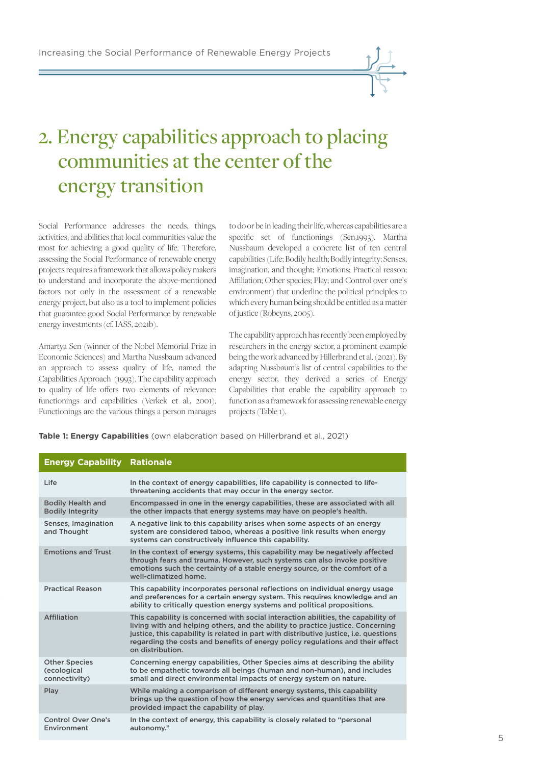# 2. Energy capabilities approach to placing communities at the center of the energy transition

Social Performance addresses the needs, things, activities, and abilities that local communities value the most for achieving a good quality of life. Therefore, assessing the Social Performance of renewable energy projects requires a framework that allows policy makers to understand and incorporate the above-mentioned factors not only in the assessment of a renewable energy project, but also as a tool to implement policies that guarantee good Social Performance by renewable energy investments (cf. IASS, 2021b).

Amartya Sen (winner of the Nobel Memorial Prize in Economic Sciences) and Martha Nussbaum advanced an approach to assess quality of life, named the Capabilities Approach (1993). The capability approach to quality of life offers two elements of relevance: functionings and capabilities (Verkek et al., 2001). Functionings are the various things a person manages to do or be in leading their life, whereas capabilities are a specific set of functionings (Sen,1993). Martha Nussbaum developed a concrete list of ten central capabilities (Life; Bodily health; Bodily integrity; Senses, imagination, and thought; Emotions; Practical reason; Affiliation; Other species; Play; and Control over one's environment) that underline the political principles to which every human being should be entitled as a matter of justice (Robeyns, 2005).

The capability approach has recently been employed by researchers in the energy sector, a prominent example being the work advanced by Hillerbrand et al. (2021). By adapting Nussbaum's list of central capabilities to the energy sector, they derived a series of Energy Capabilities that enable the capability approach to function as a framework for assessing renewable energy projects (Table 1).

**Table 1: Energy Capabilities** (own elaboration based on Hillerbrand et al., 2021)

| Energy Capability | Rationale |
| --- | --- |
| Life | In the context of energy capabilities, life capability is connected to life-threatening accidents that may occur in the energy sector. |
| Bodily Health and Bodily Integrity | Encompassed in one in the energy capabilities, these are associated with all the other impacts that energy systems may have on people's health. |
| Senses, Imagination and Thought | A negative link to this capability arises when some aspects of an energy system are considered taboo, whereas a positive link results when energy systems can constructively influence this capability. |
| Emotions and Trust | In the context of energy systems, this capability may be negatively affected through fears and trauma. However, such systems can also invoke positive emotions such the certainty of a stable energy source, or the comfort of a well-climatized home. |
| Practical Reason | This capability incorporates personal reflections on individual energy usage and preferences for a certain energy system. This requires knowledge and an ability to critically question energy systems and political propositions. |
| Affiliation | This capability is concerned with social interaction abilities, the capability of living with and helping others, and the ability to practice justice. Concerning justice, this capability is related in part with distributive justice, i.e. questions regarding the costs and benefits of energy policy regulations and their effect on distribution. |
| Other Species (ecological connectivity) | Concerning energy capabilities, Other Species aims at describing the ability to be empathetic towards all beings (human and non-human), and includes small and direct environmental impacts of energy system on nature. |
| Play | While making a comparison of different energy systems, this capability brings up the question of how the energy services and quantities that are provided impact the capability of play. |
| Control Over One's Environment | In the context of energy, this capability is closely related to "personal autonomy." |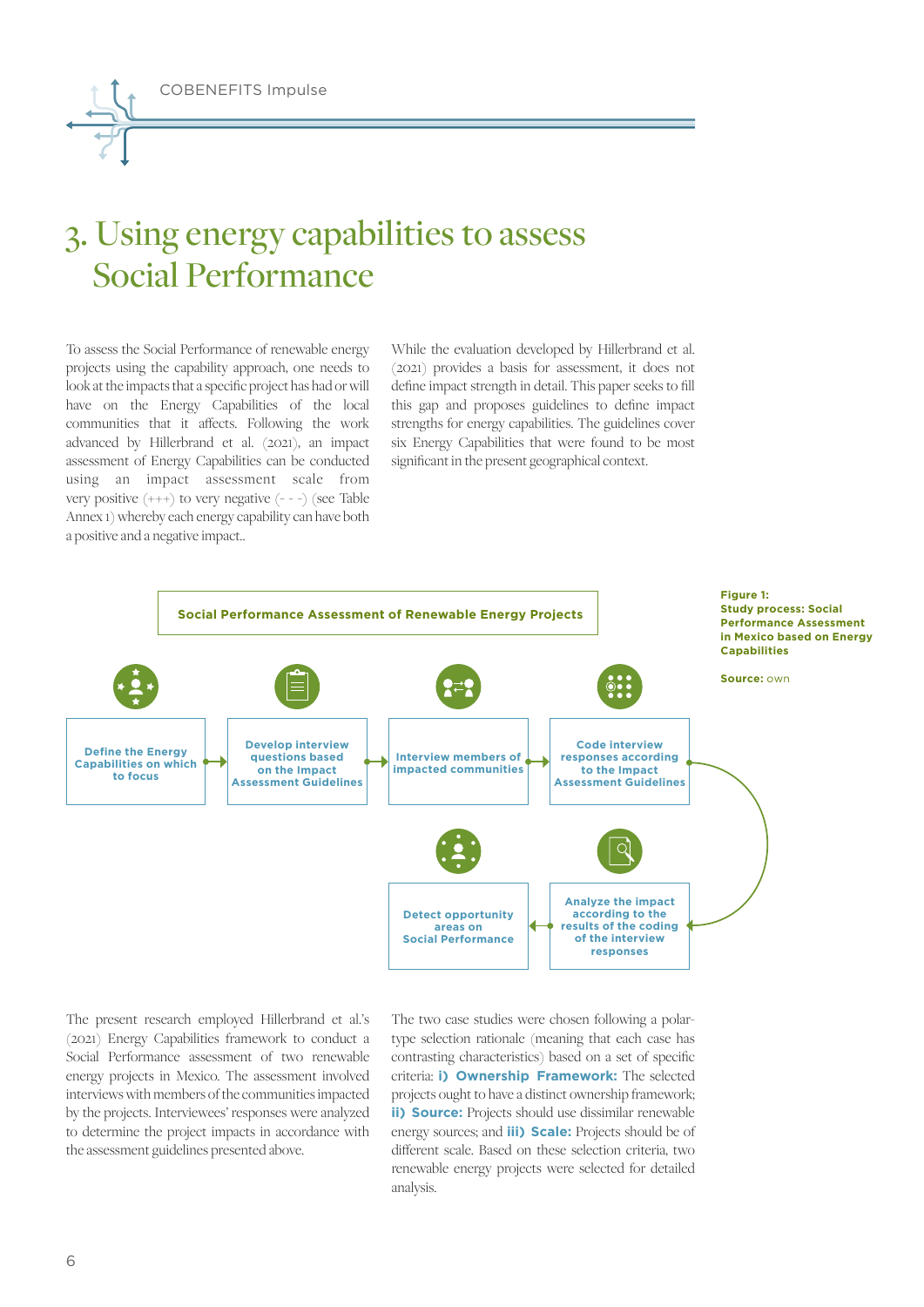# 3. Using energy capabilities to assess Social Performance

To assess the Social Performance of renewable energy projects using the capability approach, one needs to look at the impacts that a specific project has had or will have on the Energy Capabilities of the local communities that it affects. Following the work advanced by Hillerbrand et al. (2021), an impact assessment of Energy Capabilities can be conducted using an impact assessment scale from very positive (+++) to very negative (- - -) (see Table Annex 1) whereby each energy capability can have both a positive and a negative impact..

While the evaluation developed by Hillerbrand et al. (2021) provides a basis for assessment, it does not define impact strength in detail. This paper seeks to fill this gap and proposes guidelines to define impact strengths for energy capabilities. The guidelines cover six Energy Capabilities that were found to be most significant in the present geographical context.

**Social Performance Assessment of Renewable Energy Projects**

Define the Energy Capabilities on which to focus → Develop interview questions based on the Impact Assessment Guidelines → Interview members of impacted communities → Code interview responses according to the Impact Assessment Guidelines → Analyze the impact according to the results of the coding of the interview responses → Detect opportunity areas on Social Performance

**Figure 1: Study process: Social Performance Assessment in Mexico based on Energy Capabilities**

**Source:** own

The present research employed Hillerbrand et al.'s (2021) Energy Capabilities framework to conduct a Social Performance assessment of two renewable energy projects in Mexico. The assessment involved interviews with members of the communities impacted by the projects. Interviewees' responses were analyzed to determine the project impacts in accordance with the assessment guidelines presented above.

The two case studies were chosen following a polar-type selection rationale (meaning that each case has contrasting characteristics) based on a set of specific criteria: **i) Ownership Framework:** The selected projects ought to have a distinct ownership framework; **ii) Source:** Projects should use dissimilar renewable energy sources; and **iii) Scale:** Projects should be of different scale. Based on these selection criteria, two renewable energy projects were selected for detailed analysis.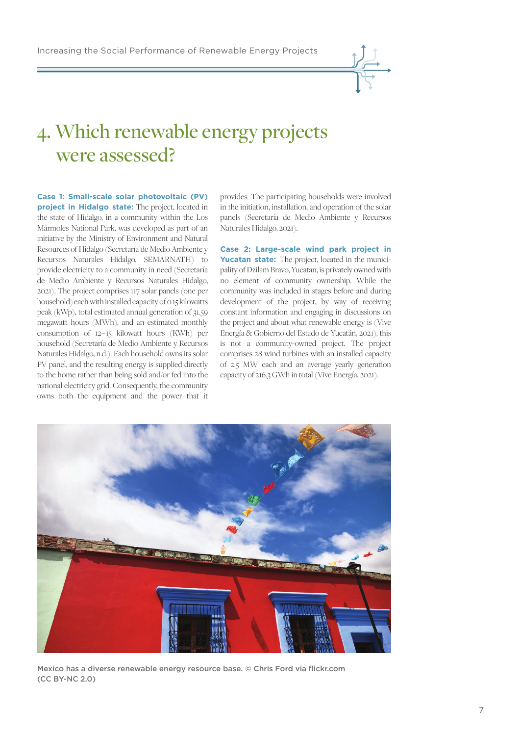# 4. Which renewable energy projects were assessed?

**Case 1: Small-scale solar photovoltaic (PV) project in Hidalgo state:** The project, located in the state of Hidalgo, in a community within the Los Mármoles National Park, was developed as part of an initiative by the Ministry of Environment and Natural Resources of Hidalgo (Secretaría de Medio Ambiente y Recursos Naturales Hidalgo, SEMARNATH) to provide electricity to a community in need (Secretaría de Medio Ambiente y Recursos Naturales Hidalgo, 2021). The project comprises 117 solar panels (one per household) each with installed capacity of 0.15 kilowatts peak (kWp), total estimated annual generation of 31.59 megawatt hours (MWh), and an estimated monthly consumption of 12–15 kilowatt hours (KWh) per household (Secretaría de Medio Ambiente y Recursos Naturales Hidalgo, n.d.). Each household owns its solar PV panel, and the resulting energy is supplied directly to the home rather than being sold and/or fed into the national electricity grid. Consequently, the community owns both the equipment and the power that it provides. The participating households were involved in the initiation, installation, and operation of the solar panels (Secretaría de Medio Ambiente y Recursos Naturales Hidalgo, 2021).

**Case 2: Large-scale wind park project in Yucatan state:** The project, located in the municipality of Dzilam Bravo, Yucatan, is privately owned with no element of community ownership. While the community was included in stages before and during development of the project, by way of receiving constant information and engaging in discussions on the project and about what renewable energy is (Vive Energía & Gobierno del Estado de Yucatán, 2021), this is not a community-owned project. The project comprises 28 wind turbines with an installed capacity of 2.5 MW each and an average yearly generation capacity of 216.3 GWh in total (Vive Energía, 2021).

Mexico has a diverse renewable energy resource base. © Chris Ford via flickr.com (CC BY-NC 2.0)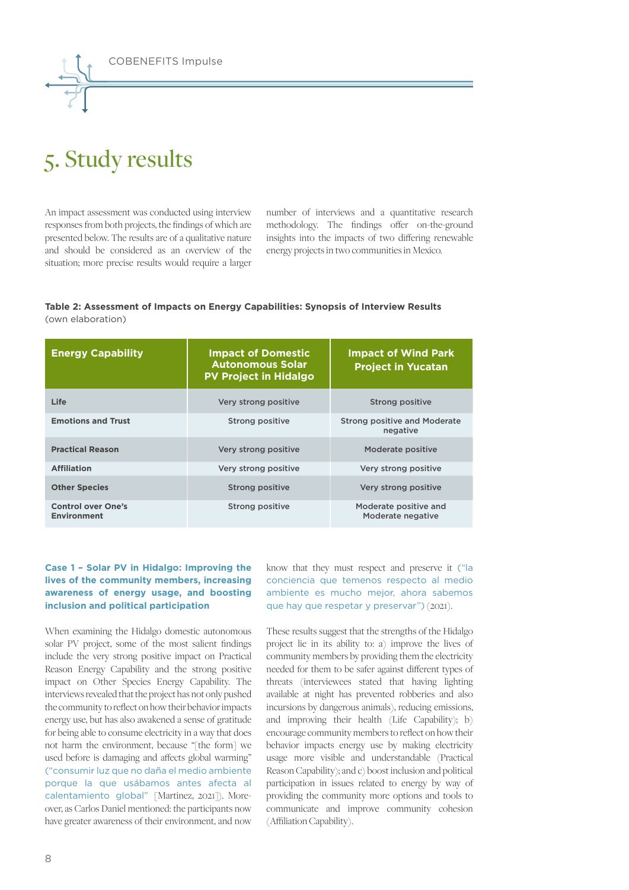# 5. Study results

An impact assessment was conducted using interview responses from both projects, the findings of which are presented below. The results are of a qualitative nature and should be considered as an overview of the situation; more precise results would require a larger number of interviews and a quantitative research methodology. The findings offer on-the-ground insights into the impacts of two differing renewable energy projects in two communities in Mexico.

**Table 2: Assessment of Impacts on Energy Capabilities: Synopsis of Interview Results**
(own elaboration)

| Energy Capability | Impact of Domestic Autonomous Solar PV Project in Hidalgo | Impact of Wind Park Project in Yucatan |
|---|---|---|
| Life | Very strong positive | Strong positive |
| Emotions and Trust | Strong positive | Strong positive and Moderate negative |
| Practical Reason | Very strong positive | Moderate positive |
| Affiliation | Very strong positive | Very strong positive |
| Other Species | Strong positive | Very strong positive |
| Control over One's Environment | Strong positive | Moderate positive and Moderate negative |

### Case 1 – Solar PV in Hidalgo: Improving the lives of the community members, increasing awareness of energy usage, and boosting inclusion and political participation

When examining the Hidalgo domestic autonomous solar PV project, some of the most salient findings include the very strong positive impact on Practical Reason Energy Capability and the strong positive impact on Other Species Energy Capability. The interviews revealed that the project has not only pushed the community to reflect on how their behavior impacts energy use, but has also awakened a sense of gratitude for being able to consume electricity in a way that does not harm the environment, because "[the form] we used before is damaging and affects global warming" ("consumir luz que no daña el medio ambiente porque la que usábamos antes afecta al calentamiento global" [Martinez, 2021]). Moreover, as Carlos Daniel mentioned: the participants now have greater awareness of their environment, and now know that they must respect and preserve it ("la conciencia que temenos respecto al medio ambiente es mucho mejor, ahora sabemos que hay que respetar y preservar") (2021).

These results suggest that the strengths of the Hidalgo project lie in its ability to: a) improve the lives of community members by providing them the electricity needed for them to be safer against different types of threats (interviewees stated that having lighting available at night has prevented robberies and also incursions by dangerous animals), reducing emissions, and improving their health (Life Capability); b) encourage community members to reflect on how their behavior impacts energy use by making electricity usage more visible and understandable (Practical Reason Capability); and c) boost inclusion and political participation in issues related to energy by way of providing the community more options and tools to communicate and improve community cohesion (Affiliation Capability).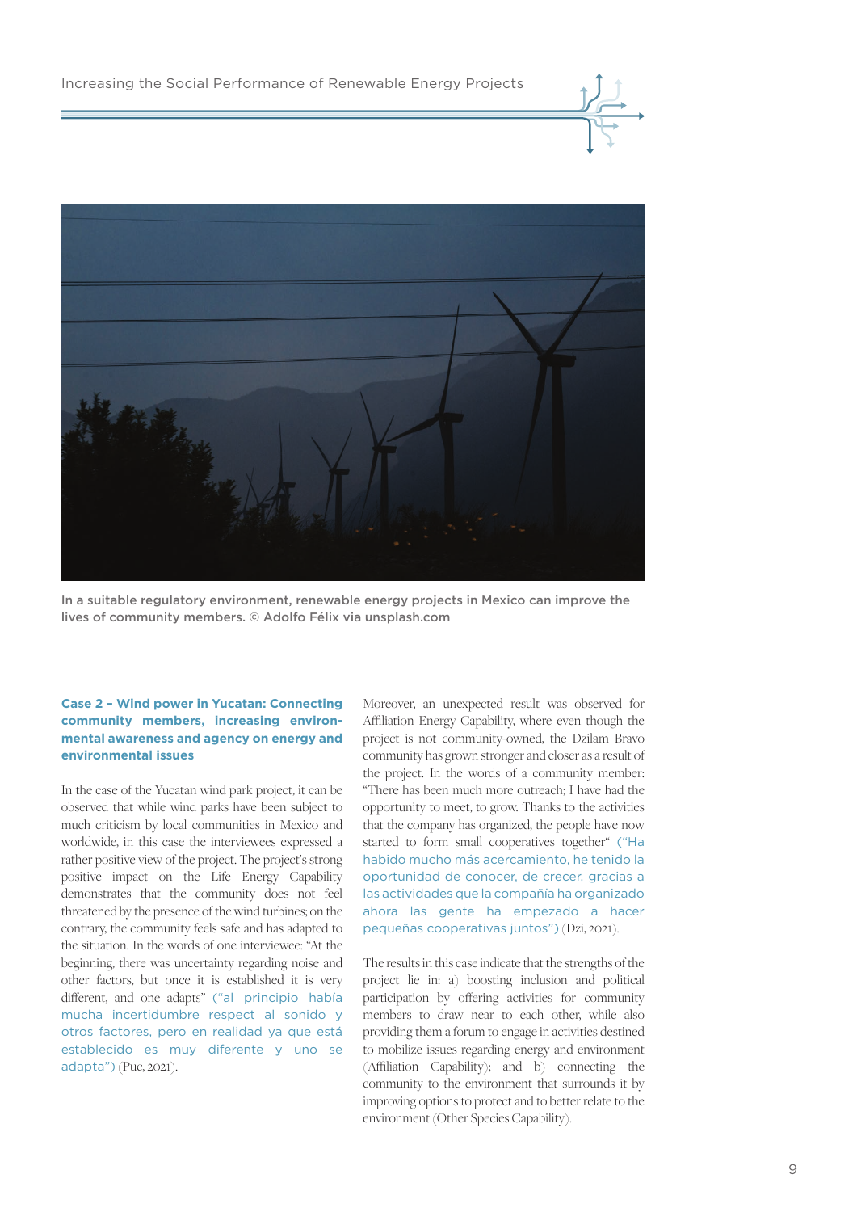In a suitable regulatory environment, renewable energy projects in Mexico can improve the lives of community members. © Adolfo Félix via unsplash.com

### Case 2 – Wind power in Yucatan: Connecting community members, increasing environmental awareness and agency on energy and environmental issues

In the case of the Yucatan wind park project, it can be observed that while wind parks have been subject to much criticism by local communities in Mexico and worldwide, in this case the interviewees expressed a rather positive view of the project. The project's strong positive impact on the Life Energy Capability demonstrates that the community does not feel threatened by the presence of the wind turbines; on the contrary, the community feels safe and has adapted to the situation. In the words of one interviewee: "At the beginning, there was uncertainty regarding noise and other factors, but once it is established it is very different, and one adapts" ("al principio había mucha incertidumbre respect al sonido y otros factores, pero en realidad ya que está establecido es muy diferente y uno se adapta") (Puc, 2021).

Moreover, an unexpected result was observed for Affiliation Energy Capability, where even though the project is not community-owned, the Dzilam Bravo community has grown stronger and closer as a result of the project. In the words of a community member: "There has been much more outreach; I have had the opportunity to meet, to grow. Thanks to the activities that the company has organized, the people have now started to form small cooperatives together" ("Ha habido mucho más acercamiento, he tenido la oportunidad de conocer, de crecer, gracias a las actividades que la compañía ha organizado ahora las gente ha empezado a hacer pequeñas cooperativas juntos") (Dzi, 2021).

The results in this case indicate that the strengths of the project lie in: a) boosting inclusion and political participation by offering activities for community members to draw near to each other, while also providing them a forum to engage in activities destined to mobilize issues regarding energy and environment (Affiliation Capability); and b) connecting the community to the environment that surrounds it by improving options to protect and to better relate to the environment (Other Species Capability).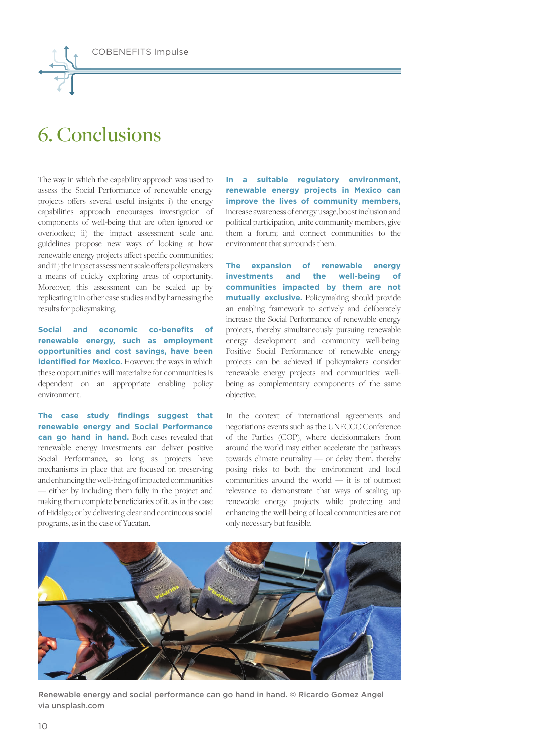# 6. Conclusions

The way in which the capability approach was used to assess the Social Performance of renewable energy projects offers several useful insights: i) the energy capabilities approach encourages investigation of components of well-being that are often ignored or overlooked; ii) the impact assessment scale and guidelines propose new ways of looking at how renewable energy projects affect specific communities; and iii) the impact assessment scale offers policymakers a means of quickly exploring areas of opportunity. Moreover, this assessment can be scaled up by replicating it in other case studies and by harnessing the results for policymaking.

**Social and economic co-benefits of renewable energy, such as employment opportunities and cost savings, have been identified for Mexico.** However, the ways in which these opportunities will materialize for communities is dependent on an appropriate enabling policy environment.

**The case study findings suggest that renewable energy and Social Performance can go hand in hand.** Both cases revealed that renewable energy investments can deliver positive Social Performance, so long as projects have mechanisms in place that are focused on preserving and enhancing the well-being of impacted communities — either by including them fully in the project and making them complete beneficiaries of it, as in the case of Hidalgo; or by delivering clear and continuous social programs, as in the case of Yucatan.

**In a suitable regulatory environment, renewable energy projects in Mexico can improve the lives of community members,** increase awareness of energy usage, boost inclusion and political participation, unite community members, give them a forum; and connect communities to the environment that surrounds them.

**The expansion of renewable energy investments and the well-being of communities impacted by them are not mutually exclusive.** Policymaking should provide an enabling framework to actively and deliberately increase the Social Performance of renewable energy projects, thereby simultaneously pursuing renewable energy development and community well-being. Positive Social Performance of renewable energy projects can be achieved if policymakers consider renewable energy projects and communities' well-being as complementary components of the same objective.

In the context of international agreements and negotiations events such as the UNFCCC Conference of the Parties (COP), where decisionmakers from around the world may either accelerate the pathways towards climate neutrality — or delay them, thereby posing risks to both the environment and local communities around the world — it is of outmost relevance to demonstrate that ways of scaling up renewable energy projects while protecting and enhancing the well-being of local communities are not only necessary but feasible.

Renewable energy and social performance can go hand in hand. © Ricardo Gomez Angel via unsplash.com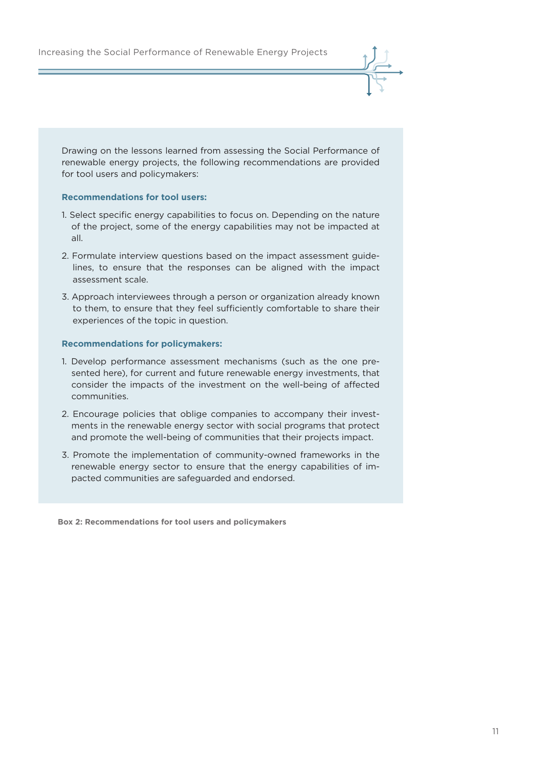Drawing on the lessons learned from assessing the Social Performance of renewable energy projects, the following recommendations are provided for tool users and policymakers:

**Recommendations for tool users:**

1. Select specific energy capabilities to focus on. Depending on the nature of the project, some of the energy capabilities may not be impacted at all.
2. Formulate interview questions based on the impact assessment guidelines, to ensure that the responses can be aligned with the impact assessment scale.
3. Approach interviewees through a person or organization already known to them, to ensure that they feel sufficiently comfortable to share their experiences of the topic in question.

**Recommendations for policymakers:**

1. Develop performance assessment mechanisms (such as the one presented here), for current and future renewable energy investments, that consider the impacts of the investment on the well-being of affected communities.
2. Encourage policies that oblige companies to accompany their investments in the renewable energy sector with social programs that protect and promote the well-being of communities that their projects impact.
3. Promote the implementation of community-owned frameworks in the renewable energy sector to ensure that the energy capabilities of impacted communities are safeguarded and endorsed.

**Box 2: Recommendations for tool users and policymakers**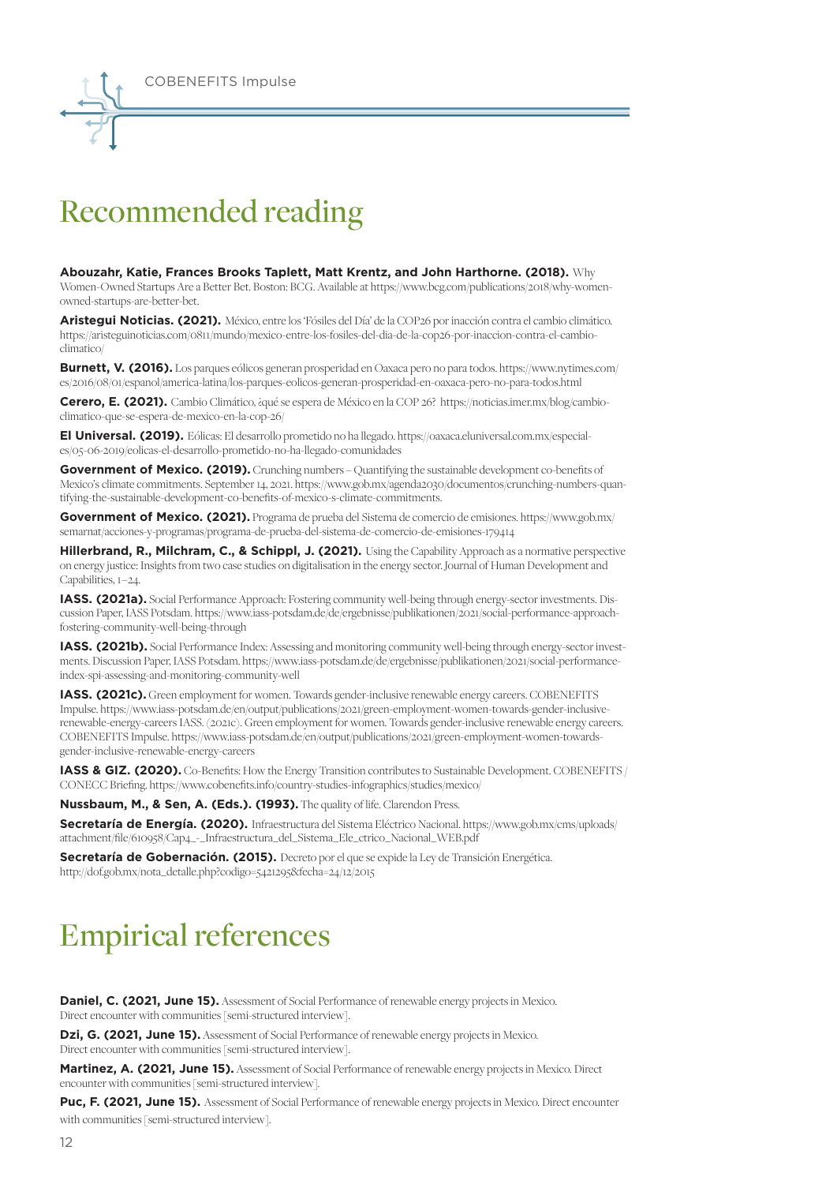# Recommended reading

**Abouzahr, Katie, Frances Brooks Taplett, Matt Krentz, and John Harthorne. (2018).** Why Women-Owned Startups Are a Better Bet. Boston: BCG. Available at https://www.bcg.com/publications/2018/why-women-owned-startups-are-better-bet.

**Aristegui Noticias. (2021).** México, entre los 'Fósiles del Día' de la COP26 por inacción contra el cambio climático. https://aristeguinoticias.com/0811/mundo/mexico-entre-los-fosiles-del-dia-de-la-cop26-por-inaccion-contra-el-cambio-climatico/

**Burnett, V. (2016).** Los parques eólicos generan prosperidad en Oaxaca pero no para todos. https://www.nytimes.com/es/2016/08/01/espanol/america-latina/los-parques-eolicos-generan-prosperidad-en-oaxaca-pero-no-para-todos.html

**Cerero, E. (2021).** Cambio Climático, ¿qué se espera de México en la COP 26? https://noticias.imer.mx/blog/cambio-climatico-que-se-espera-de-mexico-en-la-cop-26/

**El Universal. (2019).** Eólicas: El desarrollo prometido no ha llegado. https://oaxaca.eluniversal.com.mx/especiales/05-06-2019/eolicas-el-desarrollo-prometido-no-ha-llegado-comunidades

**Government of Mexico. (2019).** Crunching numbers – Quantifying the sustainable development co-benefits of Mexico's climate commitments. September 14, 2021. https://www.gob.mx/agenda2030/documentos/crunching-numbers-quantifying-the-sustainable-development-co-benefits-of-mexico-s-climate-commitments.

**Government of Mexico. (2021).** Programa de prueba del Sistema de comercio de emisiones. https://www.gob.mx/semarnat/acciones-y-programas/programa-de-prueba-del-sistema-de-comercio-de-emisiones-179414

**Hillerbrand, R., Milchram, C., & Schippl, J. (2021).** Using the Capability Approach as a normative perspective on energy justice: Insights from two case studies on digitalisation in the energy sector. Journal of Human Development and Capabilities, 1–24.

**IASS. (2021a).** Social Performance Approach: Fostering community well-being through energy-sector investments. Discussion Paper, IASS Potsdam. https://www.iass-potsdam.de/de/ergebnisse/publikationen/2021/social-performance-approach-fostering-community-well-being-through

**IASS. (2021b).** Social Performance Index: Assessing and monitoring community well-being through energy-sector investments. Discussion Paper, IASS Potsdam. https://www.iass-potsdam.de/de/ergebnisse/publikationen/2021/social-performance-index-spi-assessing-and-monitoring-community-well

**IASS. (2021c).** Green employment for women. Towards gender-inclusive renewable energy careers. COBENEFITS Impulse. https://www.iass-potsdam.de/en/output/publications/2021/green-employment-women-towards-gender-inclusive-renewable-energy-careers IASS. (2021c). Green employment for women. Towards gender-inclusive renewable energy careers. COBENEFITS Impulse. https://www.iass-potsdam.de/en/output/publications/2021/green-employment-women-towards-gender-inclusive-renewable-energy-careers

**IASS & GIZ. (2020).** Co-Benefits: How the Energy Transition contributes to Sustainable Development. COBENEFITS / CONECC Briefing. https://www.cobenefits.info/country-studies-infographics/studies/mexico/

**Nussbaum, M., & Sen, A. (Eds.). (1993).** The quality of life. Clarendon Press.

**Secretaría de Energía. (2020).** Infraestructura del Sistema Eléctrico Nacional. https://www.gob.mx/cms/uploads/attachment/file/610958/Cap4_-_Infraestructura_del_Sistema_Ele_ctrico_Nacional_WEB.pdf

**Secretaría de Gobernación. (2015).** Decreto por el que se expide la Ley de Transición Energética. http://dof.gob.mx/nota_detalle.php?codigo=5421295&fecha=24/12/2015

# Empirical references

**Daniel, C. (2021, June 15).** Assessment of Social Performance of renewable energy projects in Mexico. Direct encounter with communities [semi-structured interview].

**Dzi, G. (2021, June 15).** Assessment of Social Performance of renewable energy projects in Mexico. Direct encounter with communities [semi-structured interview].

**Martinez, A. (2021, June 15).** Assessment of Social Performance of renewable energy projects in Mexico. Direct encounter with communities [semi-structured interview].

**Puc, F. (2021, June 15).** Assessment of Social Performance of renewable energy projects in Mexico. Direct encounter with communities [semi-structured interview].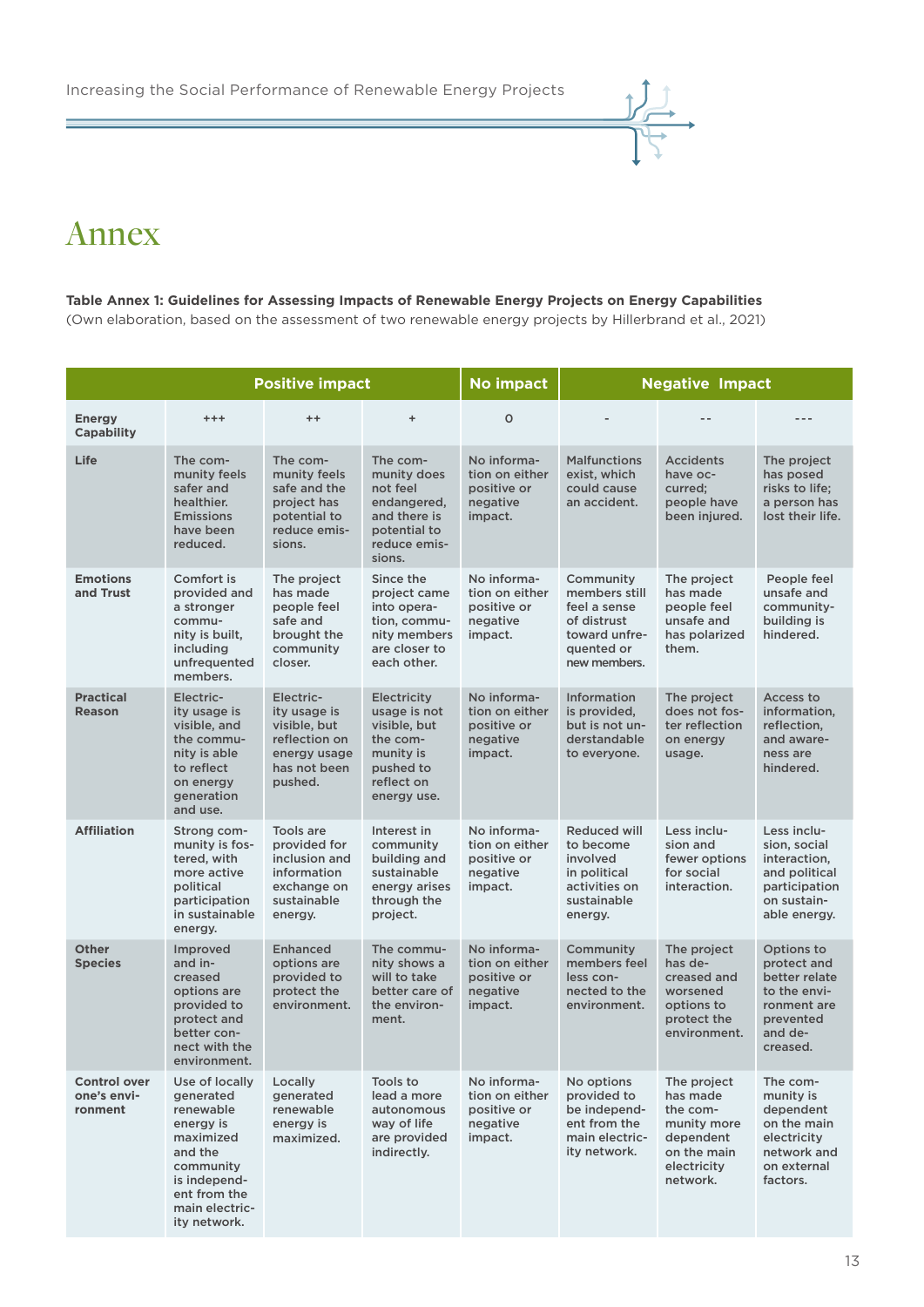# Annex

**Table Annex 1: Guidelines for Assessing Impacts of Renewable Energy Projects on Energy Capabilities**
(Own elaboration, based on the assessment of two renewable energy projects by Hillerbrand et al., 2021)

| | Positive impact | | | No impact | Negative Impact | | |
|---|---|---|---|---|---|---|---|
| **Energy Capability** | +++ | ++ | + | 0 | - | -- | --- |
| **Life** | The community feels safer and healthier. Emissions have been reduced. | The community feels safe and the project has potential to reduce emissions. | The community does not feel endangered, and there is potential to reduce emissions. | No information on either positive or negative impact. | Malfunctions exist, which could cause an accident. | Accidents have occurred; people have been injured. | The project has posed risks to life; a person has lost their life. |
| **Emotions and Trust** | Comfort is provided and a stronger community is built, including unfrequented members. | The project has made people feel safe and brought the community closer. | Since the project came into operation, community members are closer to each other. | No information on either positive or negative impact. | Community members still feel a sense of distrust toward unfrequented or new members. | The project has made people feel unsafe and has polarized them. | People feel unsafe and community-building is hindered. |
| **Practical Reason** | Electricity usage is visible, and the community is able to reflect on energy generation and use. | Electricity usage is visible, but reflection on energy usage has not been pushed. | Electricity usage is not visible, but the community is pushed to reflect on energy use. | No information on either positive or negative impact. | Information is provided, but is not understandable to everyone. | The project does not foster reflection on energy usage. | Access to information, reflection, and awareness are hindered. |
| **Affiliation** | Strong community is fostered, with more active political participation in sustainable energy. | Tools are provided for inclusion and information exchange on sustainable energy. | Interest in community building and sustainable energy arises through the project. | No information on either positive or negative impact. | Reduced will to become involved in political activities on sustainable energy. | Less inclusion and fewer options for social interaction. | Less inclusion, social interaction, and political participation on sustainable energy. |
| **Other Species** | Improved and increased options are provided to protect and better connect with the environment. | Enhanced options are provided to protect the environment. | The community shows a will to take better care of the environment. | No information on either positive or negative impact. | Community members feel less connected to the environment. | The project has decreased and worsened options to protect the environment. | Options to protect and better relate to the environment are prevented and decreased. |
| **Control over one's environment** | Use of locally generated renewable energy is maximized and the community is independent from the main electricity network. | Locally generated renewable energy is maximized. | Tools to lead a more autonomous way of life are provided indirectly. | No information on either positive or negative impact. | No options provided to be independent from the main electricity network. | The project has made the community more dependent on the main electricity network. | The community is dependent on the main electricity network and on external factors. |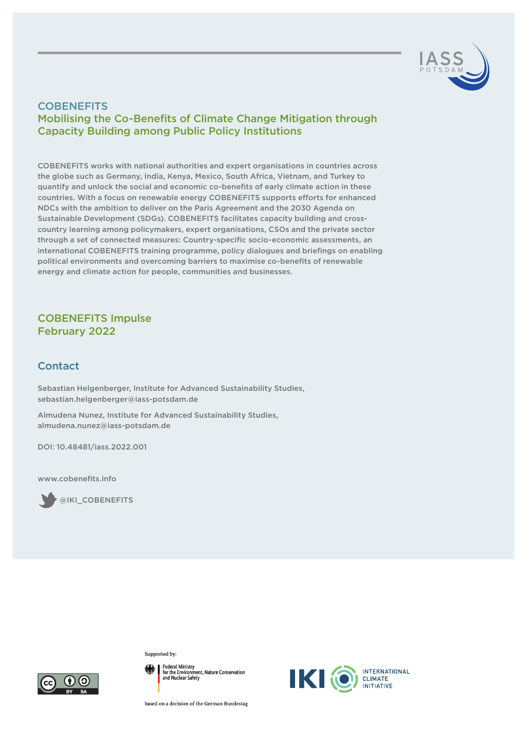## COBENEFITS

## Mobilising the Co-Benefits of Climate Change Mitigation through Capacity Building among Public Policy Institutions

COBENEFITS works with national authorities and expert organisations in countries across the globe such as Germany, India, Kenya, Mexico, South Africa, Vietnam, and Turkey to quantify and unlock the social and economic co-benefits of early climate action in these countries. With a focus on renewable energy COBENEFITS supports efforts for enhanced NDCs with the ambition to deliver on the Paris Agreement and the 2030 Agenda on Sustainable Development (SDGs). COBENEFITS facilitates capacity building and cross-country learning among policymakers, expert organisations, CSOs and the private sector through a set of connected measures: Country-specific socio-economic assessments, an international COBENEFITS training programme, policy dialogues and briefings on enabling political environments and overcoming barriers to maximise co-benefits of renewable energy and climate action for people, communities and businesses.

## COBENEFITS Impulse
## February 2022

## Contact

Sebastian Helgenberger, Institute for Advanced Sustainability Studies, sebastian.helgenberger@iass-potsdam.de

Almudena Nunez, Institute for Advanced Sustainability Studies, almudena.nunez@iass-potsdam.de

DOI: 10.48481/iass.2022.001

www.cobenefits.info

@IKI_COBENEFITS

Supported by:

Federal Ministry for the Environment, Nature Conservation and Nuclear Safety

based on a decision of the German Bundestag

IKI INTERNATIONAL CLIMATE INITIATIVE